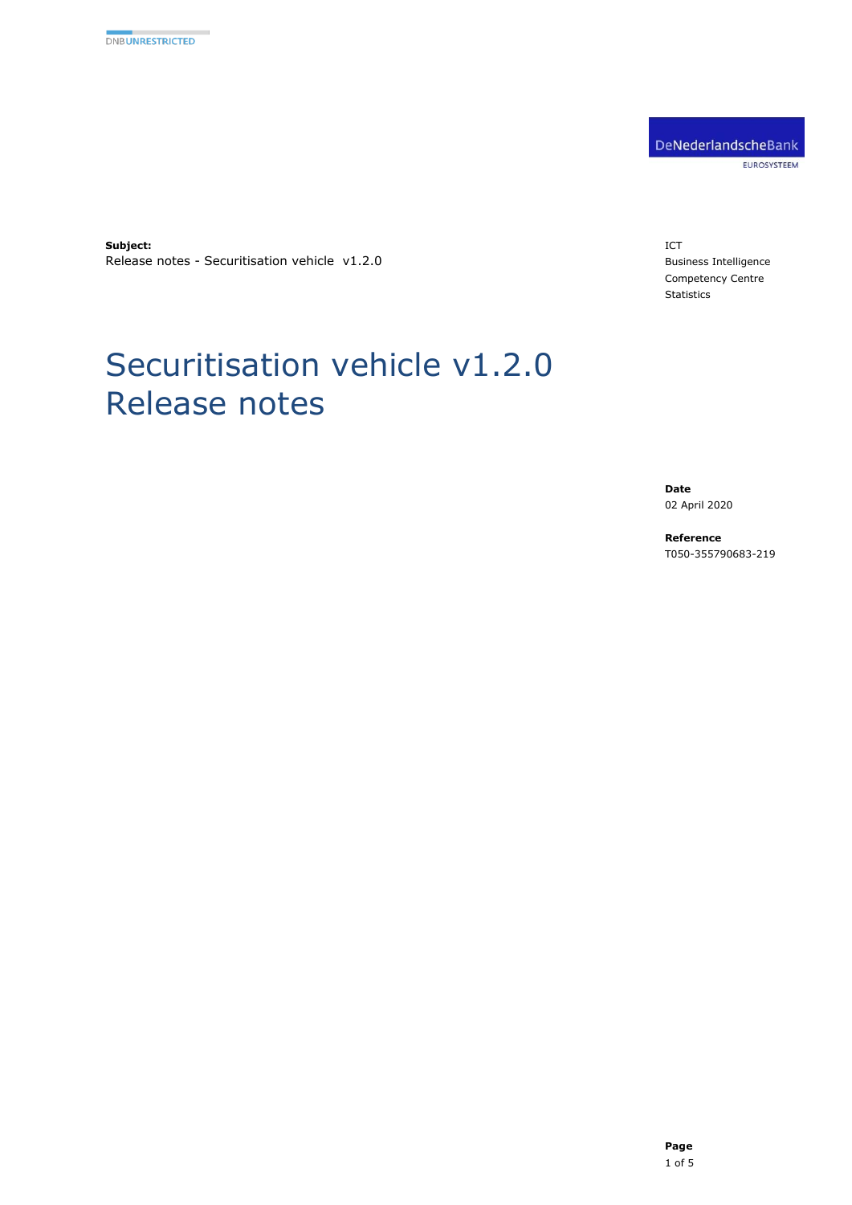DNBUNRESTRICTED

DeNederlandscheBank

EUROSYSTEEM

**Subject:**
Release notes - Securitisation vehicle v1.2.0

ICT
Business Intelligence
Competency Centre
Statistics

# Securitisation vehicle v1.2.0 Release notes

**Date**
02 April 2020

**Reference**
T050-355790683-219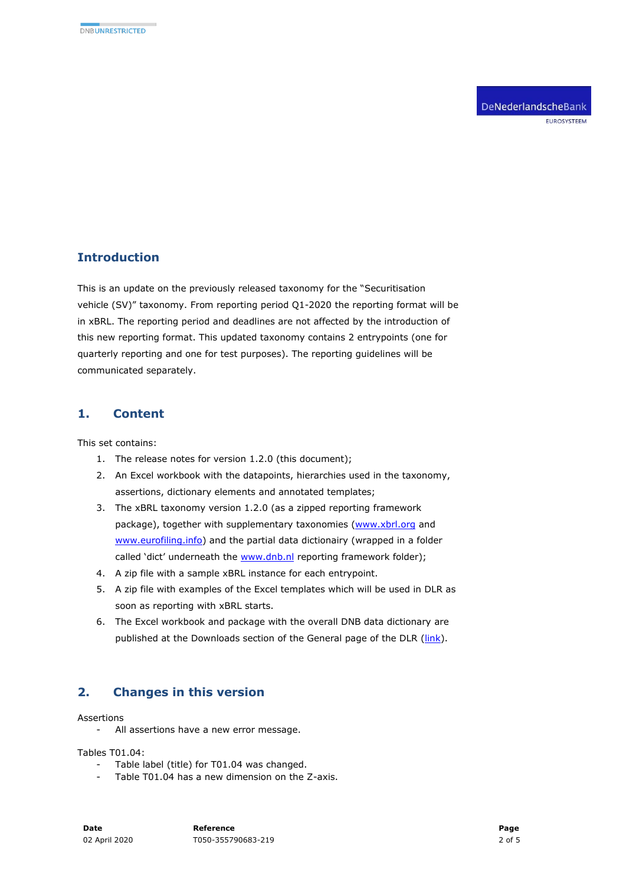## Introduction

This is an update on the previously released taxonomy for the "Securitisation vehicle (SV)" taxonomy. From reporting period Q1-2020 the reporting format will be in xBRL. The reporting period and deadlines are not affected by the introduction of this new reporting format. This updated taxonomy contains 2 entrypoints (one for quarterly reporting and one for test purposes). The reporting guidelines will be communicated separately.

## 1. Content

This set contains:

1. The release notes for version 1.2.0 (this document);
2. An Excel workbook with the datapoints, hierarchies used in the taxonomy, assertions, dictionary elements and annotated templates;
3. The xBRL taxonomy version 1.2.0 (as a zipped reporting framework package), together with supplementary taxonomies (www.xbrl.org and www.eurofiling.info) and the partial data dictionairy (wrapped in a folder called 'dict' underneath the www.dnb.nl reporting framework folder);
4. A zip file with a sample xBRL instance for each entrypoint.
5. A zip file with examples of the Excel templates which will be used in DLR as soon as reporting with xBRL starts.
6. The Excel workbook and package with the overall DNB data dictionary are published at the Downloads section of the General page of the DLR (link).

## 2. Changes in this version

Assertions

- All assertions have a new error message.

Tables T01.04:

- Table label (title) for T01.04 was changed.
- Table T01.04 has a new dimension on the Z-axis.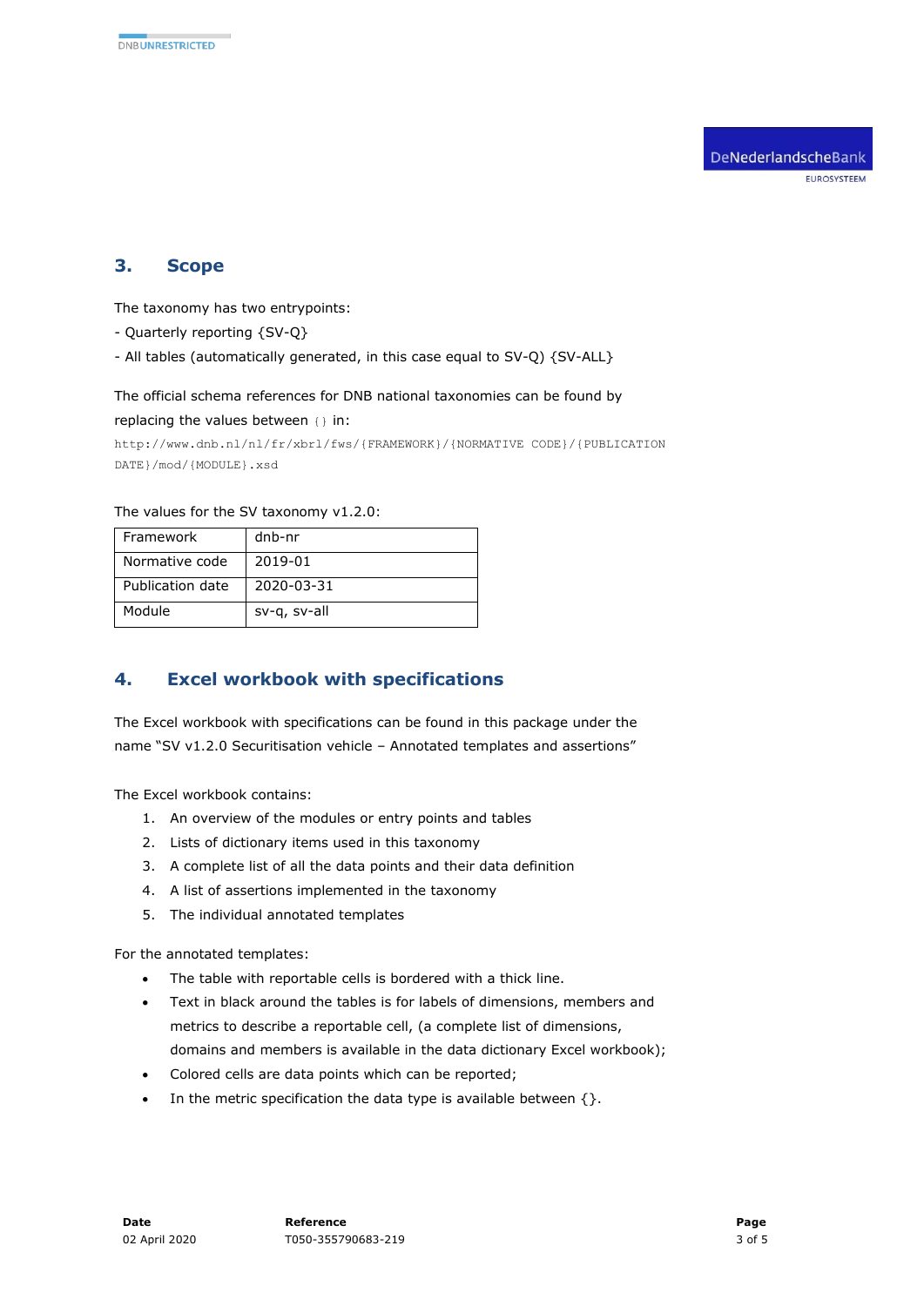## 3. Scope

The taxonomy has two entrypoints:

- Quarterly reporting {SV-Q}
- All tables (automatically generated, in this case equal to SV-Q) {SV-ALL}

The official schema references for DNB national taxonomies can be found by replacing the values between {} in:

```
http://www.dnb.nl/nl/fr/xbrl/fws/{FRAMEWORK}/{NORMATIVE CODE}/{PUBLICATION DATE}/mod/{MODULE}.xsd
```

The values for the SV taxonomy v1.2.0:

| Framework | dnb-nr |
|---|---|
| Normative code | 2019-01 |
| Publication date | 2020-03-31 |
| Module | sv-q, sv-all |

## 4. Excel workbook with specifications

The Excel workbook with specifications can be found in this package under the name "SV v1.2.0 Securitisation vehicle – Annotated templates and assertions"

The Excel workbook contains:

1. An overview of the modules or entry points and tables
2. Lists of dictionary items used in this taxonomy
3. A complete list of all the data points and their data definition
4. A list of assertions implemented in the taxonomy
5. The individual annotated templates

For the annotated templates:

- The table with reportable cells is bordered with a thick line.
- Text in black around the tables is for labels of dimensions, members and metrics to describe a reportable cell, (a complete list of dimensions, domains and members is available in the data dictionary Excel workbook);
- Colored cells are data points which can be reported;
- In the metric specification the data type is available between {}.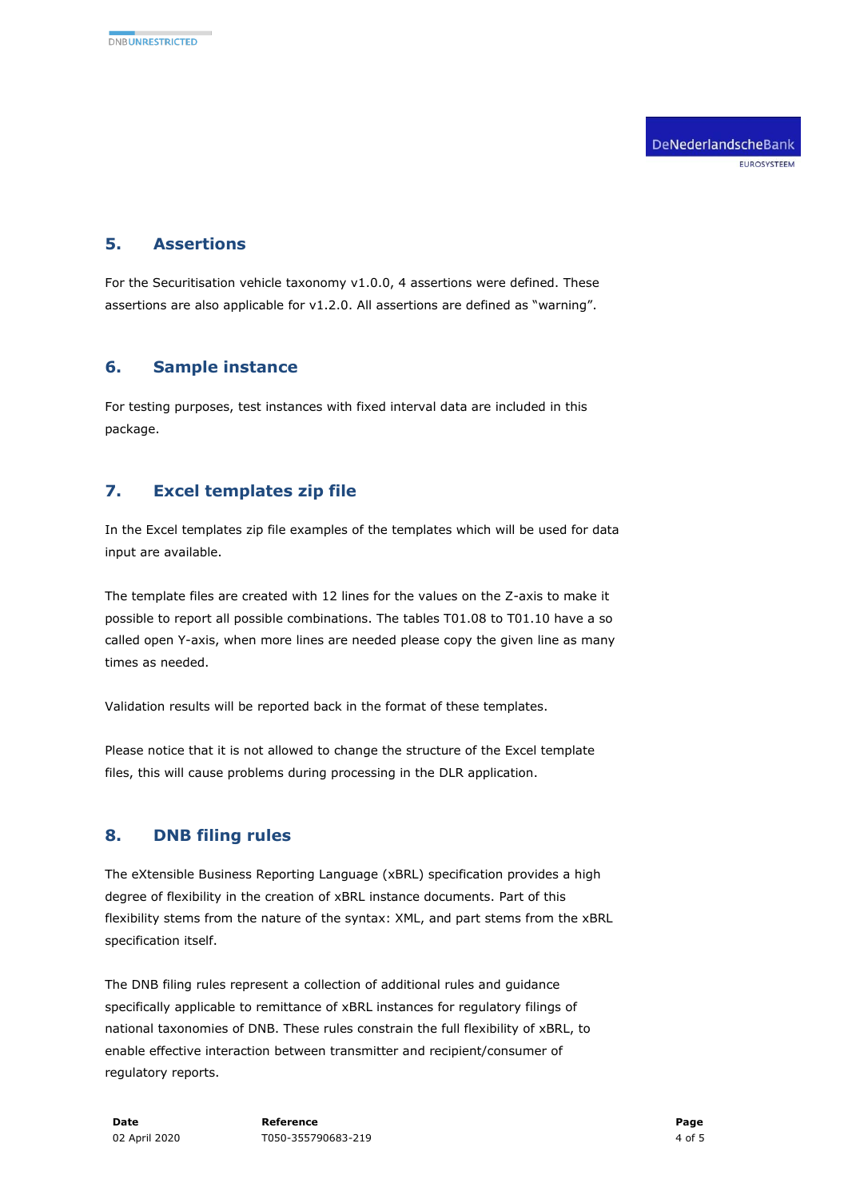## 5. Assertions

For the Securitisation vehicle taxonomy v1.0.0, 4 assertions were defined. These assertions are also applicable for v1.2.0. All assertions are defined as "warning".

## 6. Sample instance

For testing purposes, test instances with fixed interval data are included in this package.

## 7. Excel templates zip file

In the Excel templates zip file examples of the templates which will be used for data input are available.

The template files are created with 12 lines for the values on the Z-axis to make it possible to report all possible combinations. The tables T01.08 to T01.10 have a so called open Y-axis, when more lines are needed please copy the given line as many times as needed.

Validation results will be reported back in the format of these templates.

Please notice that it is not allowed to change the structure of the Excel template files, this will cause problems during processing in the DLR application.

## 8. DNB filing rules

The eXtensible Business Reporting Language (xBRL) specification provides a high degree of flexibility in the creation of xBRL instance documents. Part of this flexibility stems from the nature of the syntax: XML, and part stems from the xBRL specification itself.

The DNB filing rules represent a collection of additional rules and guidance specifically applicable to remittance of xBRL instances for regulatory filings of national taxonomies of DNB. These rules constrain the full flexibility of xBRL, to enable effective interaction between transmitter and recipient/consumer of regulatory reports.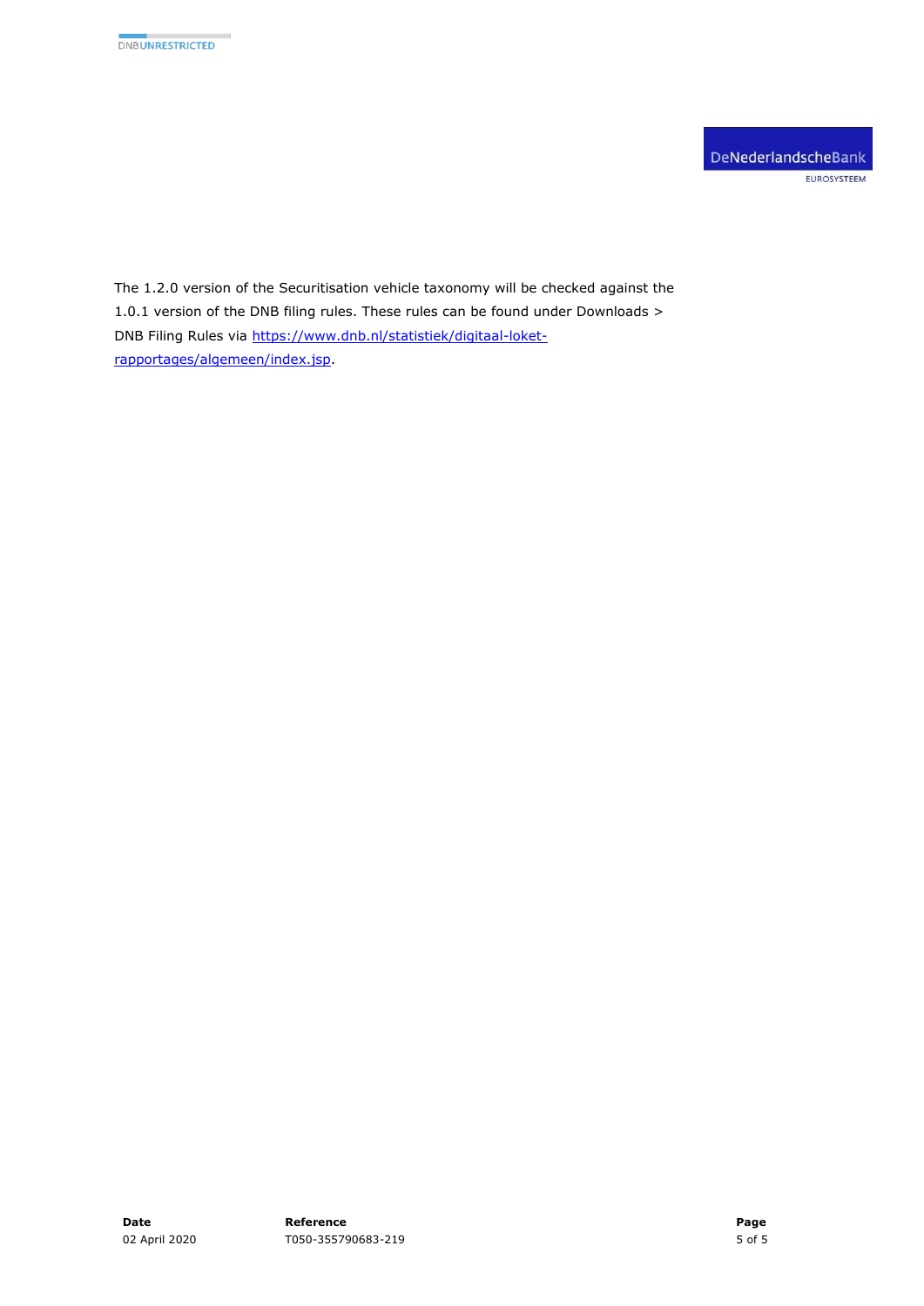The 1.2.0 version of the Securitisation vehicle taxonomy will be checked against the 1.0.1 version of the DNB filing rules. These rules can be found under Downloads > DNB Filing Rules via [https://www.dnb.nl/statistiek/digitaal-loket-rapportages/algemeen/index.jsp](https://www.dnb.nl/statistiek/digitaal-loket-rapportages/algemeen/index.jsp).